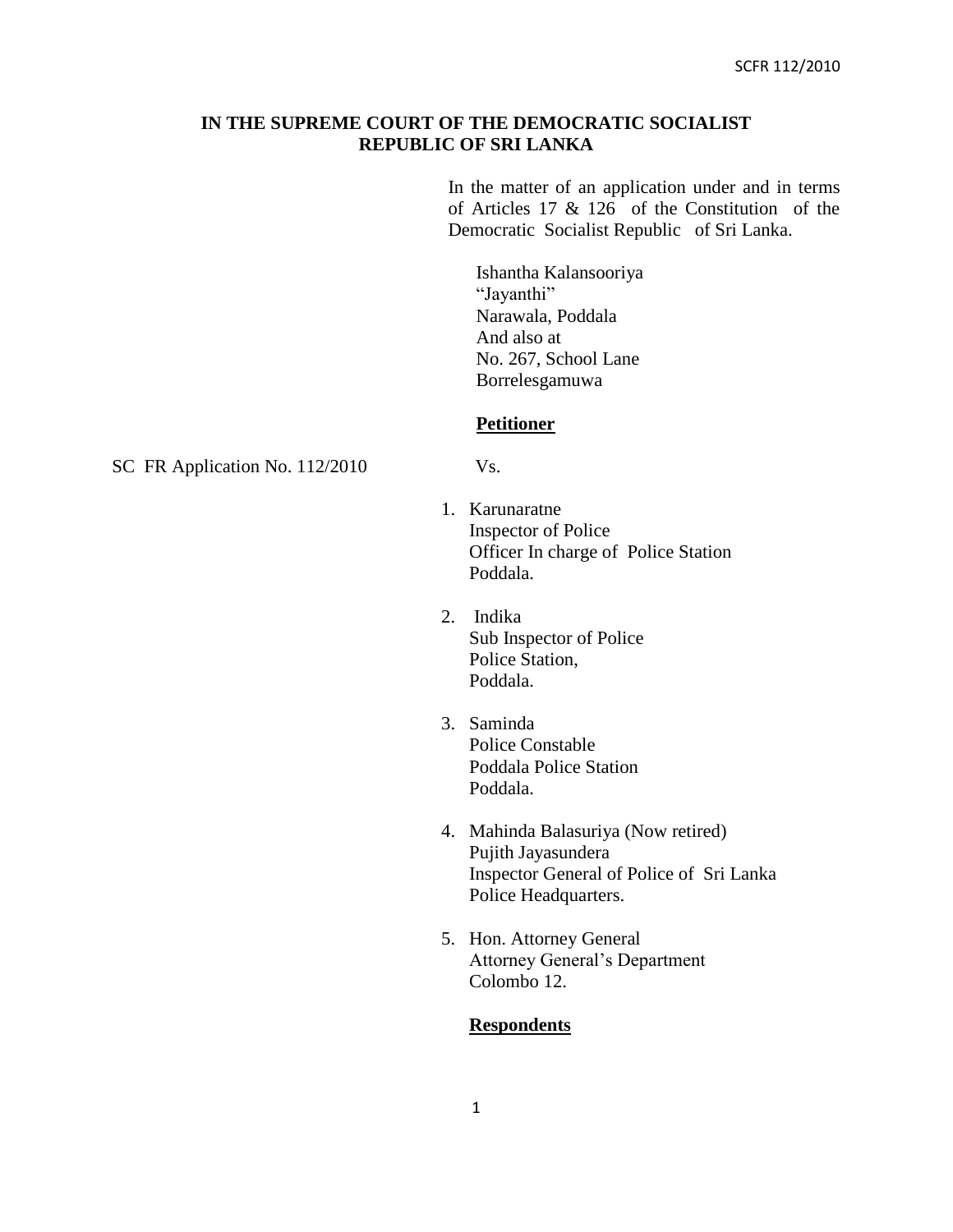**IN THE SUPREME COURT OF THE DEMOCRATIC SOCIALIST REPUBLIC OF SRI LANKA**

In the matter of an application under and in terms of Articles 17 & 126 of the Constitution of the Democratic Socialist Republic of Sri Lanka.

Ishantha Kalansooriya
"Jayanthi"
Narawala, Poddala
And also at
No. 267, School Lane
Borrelesgamuwa

**Petitioner**

SC FR Application No. 112/2010

Vs.

1. Karunaratne
   Inspector of Police
   Officer In charge of Police Station
   Poddala.

2. Indika
   Sub Inspector of Police
   Police Station,
   Poddala.

3. Saminda
   Police Constable
   Poddala Police Station
   Poddala.

4. Mahinda Balasuriya (Now retired)
   Pujith Jayasundera
   Inspector General of Police of Sri Lanka
   Police Headquarters.

5. Hon. Attorney General
   Attorney General's Department
   Colombo 12.

**Respondents**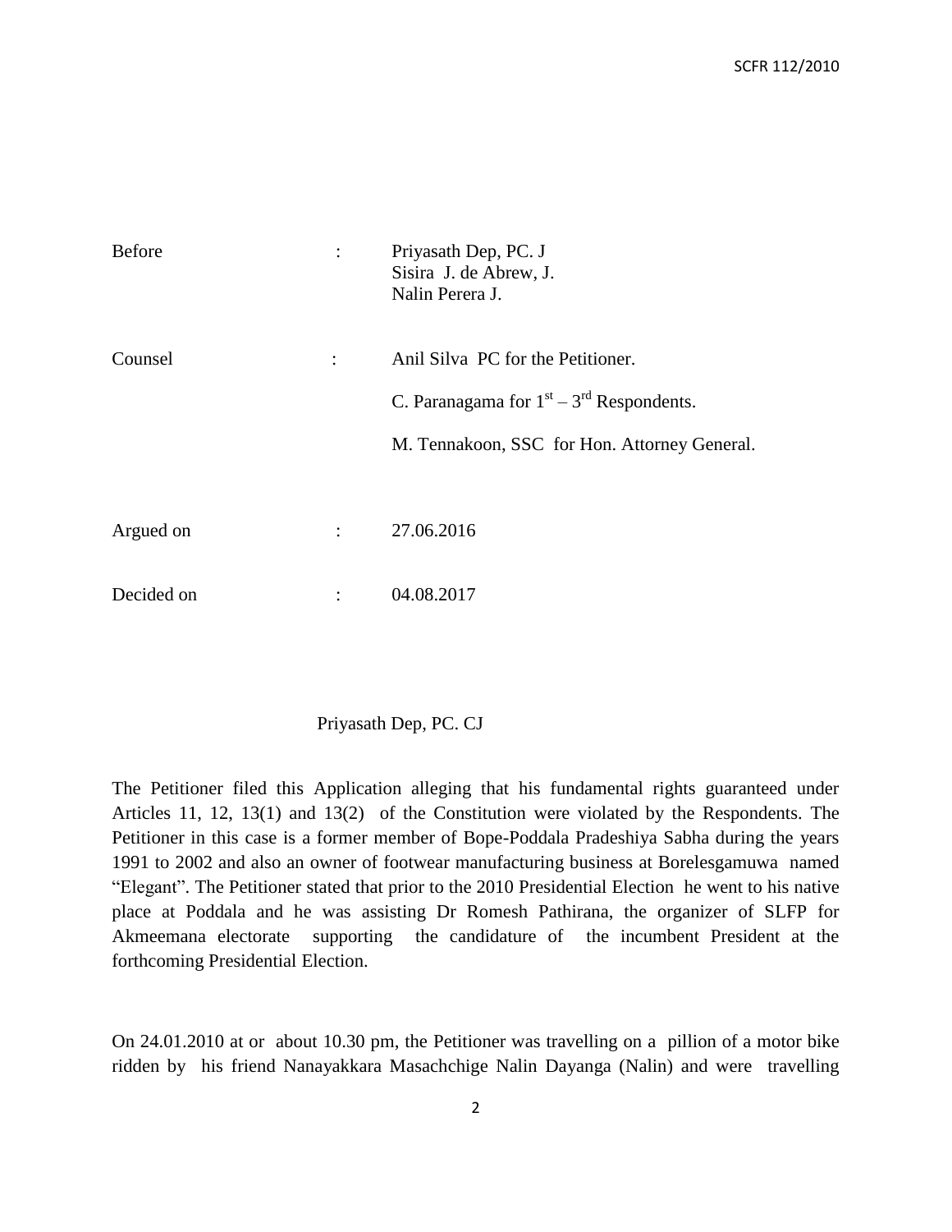| Before | : | Priyasath Dep, PC. J<br>Sisira J. de Abrew, J.<br>Nalin Perera J. |
|---|---|---|
| Counsel | : | Anil Silva PC for the Petitioner.<br><br>C. Paranagama for 1st – 3rd Respondents.<br><br>M. Tennakoon, SSC for Hon. Attorney General. |
| Argued on | : | 27.06.2016 |
| Decided on | : | 04.08.2017 |

Priyasath Dep, PC. CJ

The Petitioner filed this Application alleging that his fundamental rights guaranteed under Articles 11, 12, 13(1) and 13(2) of the Constitution were violated by the Respondents. The Petitioner in this case is a former member of Bope-Poddala Pradeshiya Sabha during the years 1991 to 2002 and also an owner of footwear manufacturing business at Borelesgamuwa named "Elegant". The Petitioner stated that prior to the 2010 Presidential Election he went to his native place at Poddala and he was assisting Dr Romesh Pathirana, the organizer of SLFP for Akmeemana electorate supporting the candidature of the incumbent President at the forthcoming Presidential Election.

On 24.01.2010 at or about 10.30 pm, the Petitioner was travelling on a pillion of a motor bike ridden by his friend Nanayakkara Masachchige Nalin Dayanga (Nalin) and were travelling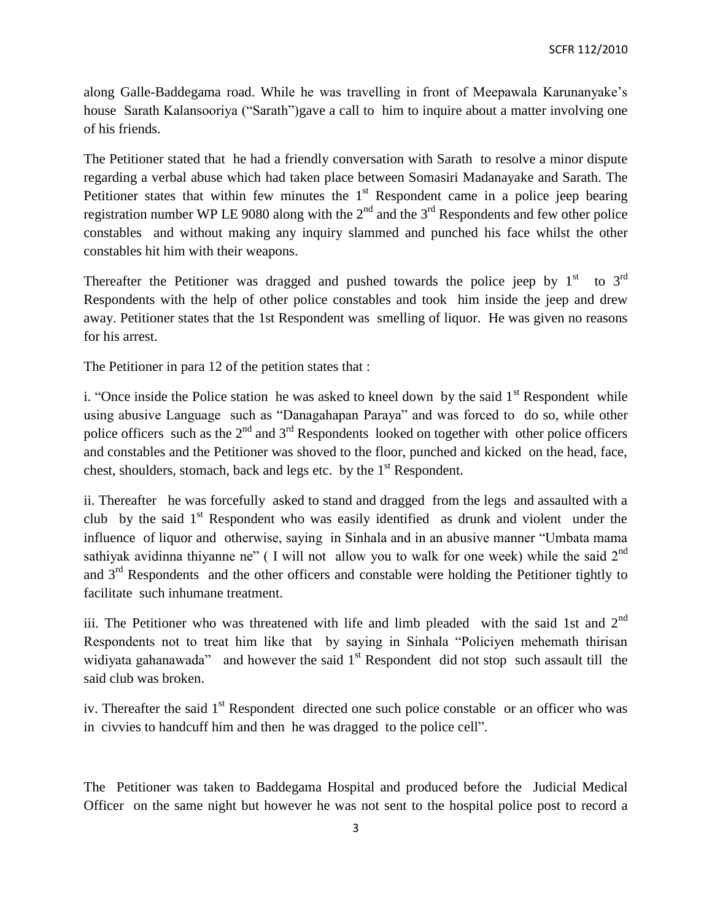along Galle-Baddegama road. While he was travelling in front of Meepawala Karunanyake's house Sarath Kalansooriya ("Sarath")gave a call to him to inquire about a matter involving one of his friends.

The Petitioner stated that he had a friendly conversation with Sarath to resolve a minor dispute regarding a verbal abuse which had taken place between Somasiri Madanayake and Sarath. The Petitioner states that within few minutes the 1st Respondent came in a police jeep bearing registration number WP LE 9080 along with the 2nd and the 3rd Respondents and few other police constables and without making any inquiry slammed and punched his face whilst the other constables hit him with their weapons.

Thereafter the Petitioner was dragged and pushed towards the police jeep by 1st to 3rd Respondents with the help of other police constables and took him inside the jeep and drew away. Petitioner states that the 1st Respondent was smelling of liquor. He was given no reasons for his arrest.

The Petitioner in para 12 of the petition states that :

i. "Once inside the Police station he was asked to kneel down by the said 1st Respondent while using abusive Language such as "Danagahapan Paraya" and was forced to do so, while other police officers such as the 2nd and 3rd Respondents looked on together with other police officers and constables and the Petitioner was shoved to the floor, punched and kicked on the head, face, chest, shoulders, stomach, back and legs etc. by the 1st Respondent.

ii. Thereafter he was forcefully asked to stand and dragged from the legs and assaulted with a club by the said 1st Respondent who was easily identified as drunk and violent under the influence of liquor and otherwise, saying in Sinhala and in an abusive manner "Umbata mama sathiyak avidinna thiyanne ne" ( I will not allow you to walk for one week) while the said 2nd and 3rd Respondents and the other officers and constable were holding the Petitioner tightly to facilitate such inhumane treatment.

iii. The Petitioner who was threatened with life and limb pleaded with the said 1st and 2nd Respondents not to treat him like that by saying in Sinhala "Policiyen mehemath thirisan widiyata gahanawada" and however the said 1st Respondent did not stop such assault till the said club was broken.

iv. Thereafter the said 1st Respondent directed one such police constable or an officer who was in civvies to handcuff him and then he was dragged to the police cell".

The Petitioner was taken to Baddegama Hospital and produced before the Judicial Medical Officer on the same night but however he was not sent to the hospital police post to record a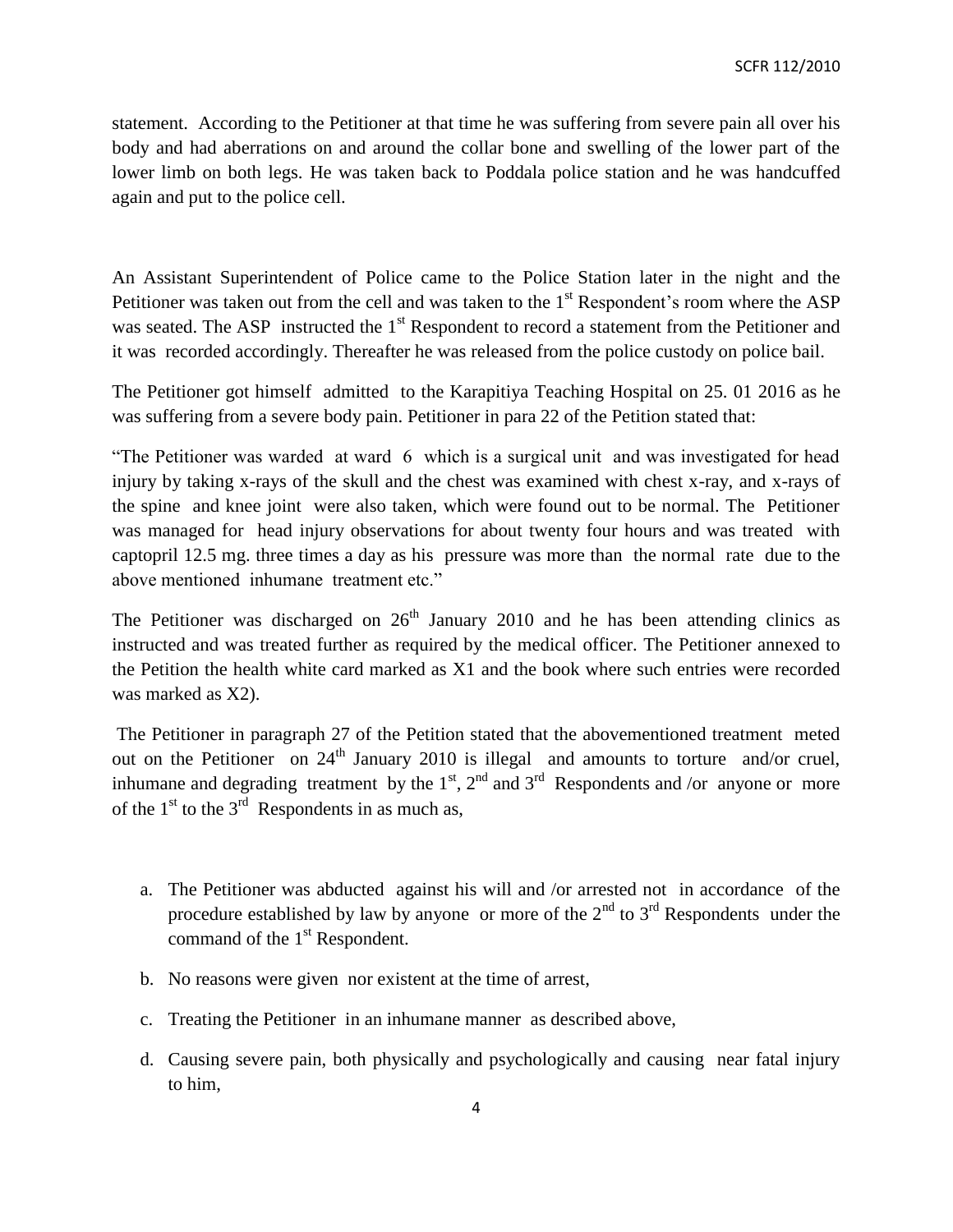statement. According to the Petitioner at that time he was suffering from severe pain all over his body and had aberrations on and around the collar bone and swelling of the lower part of the lower limb on both legs. He was taken back to Poddala police station and he was handcuffed again and put to the police cell.

An Assistant Superintendent of Police came to the Police Station later in the night and the Petitioner was taken out from the cell and was taken to the 1st Respondent's room where the ASP was seated. The ASP instructed the 1st Respondent to record a statement from the Petitioner and it was recorded accordingly. Thereafter he was released from the police custody on police bail.

The Petitioner got himself admitted to the Karapitiya Teaching Hospital on 25. 01 2016 as he was suffering from a severe body pain. Petitioner in para 22 of the Petition stated that:

"The Petitioner was warded at ward 6 which is a surgical unit and was investigated for head injury by taking x-rays of the skull and the chest was examined with chest x-ray, and x-rays of the spine and knee joint were also taken, which were found out to be normal. The Petitioner was managed for head injury observations for about twenty four hours and was treated with captopril 12.5 mg. three times a day as his pressure was more than the normal rate due to the above mentioned inhumane treatment etc."

The Petitioner was discharged on 26th January 2010 and he has been attending clinics as instructed and was treated further as required by the medical officer. The Petitioner annexed to the Petition the health white card marked as X1 and the book where such entries were recorded was marked as X2).

The Petitioner in paragraph 27 of the Petition stated that the abovementioned treatment meted out on the Petitioner on 24th January 2010 is illegal and amounts to torture and/or cruel, inhumane and degrading treatment by the 1st, 2nd and 3rd Respondents and /or anyone or more of the 1st to the 3rd Respondents in as much as,

a. The Petitioner was abducted against his will and /or arrested not in accordance of the procedure established by law by anyone or more of the 2nd to 3rd Respondents under the command of the 1st Respondent.

b. No reasons were given nor existent at the time of arrest,

c. Treating the Petitioner in an inhumane manner as described above,

d. Causing severe pain, both physically and psychologically and causing near fatal injury to him,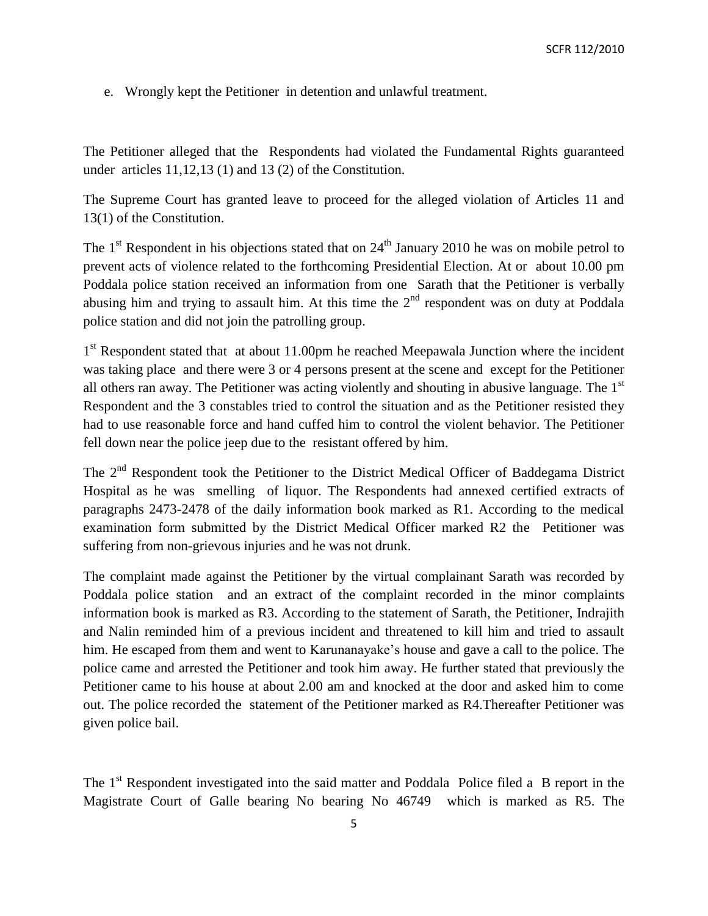e. Wrongly kept the Petitioner in detention and unlawful treatment.

The Petitioner alleged that the Respondents had violated the Fundamental Rights guaranteed under articles 11,12,13 (1) and 13 (2) of the Constitution.

The Supreme Court has granted leave to proceed for the alleged violation of Articles 11 and 13(1) of the Constitution.

The 1st Respondent in his objections stated that on 24th January 2010 he was on mobile petrol to prevent acts of violence related to the forthcoming Presidential Election. At or about 10.00 pm Poddala police station received an information from one Sarath that the Petitioner is verbally abusing him and trying to assault him. At this time the 2nd respondent was on duty at Poddala police station and did not join the patrolling group.

1st Respondent stated that at about 11.00pm he reached Meepawala Junction where the incident was taking place and there were 3 or 4 persons present at the scene and except for the Petitioner all others ran away. The Petitioner was acting violently and shouting in abusive language. The 1st Respondent and the 3 constables tried to control the situation and as the Petitioner resisted they had to use reasonable force and hand cuffed him to control the violent behavior. The Petitioner fell down near the police jeep due to the resistant offered by him.

The 2nd Respondent took the Petitioner to the District Medical Officer of Baddegama District Hospital as he was smelling of liquor. The Respondents had annexed certified extracts of paragraphs 2473-2478 of the daily information book marked as R1. According to the medical examination form submitted by the District Medical Officer marked R2 the Petitioner was suffering from non-grievous injuries and he was not drunk.

The complaint made against the Petitioner by the virtual complainant Sarath was recorded by Poddala police station and an extract of the complaint recorded in the minor complaints information book is marked as R3. According to the statement of Sarath, the Petitioner, Indrajith and Nalin reminded him of a previous incident and threatened to kill him and tried to assault him. He escaped from them and went to Karunanayake's house and gave a call to the police. The police came and arrested the Petitioner and took him away. He further stated that previously the Petitioner came to his house at about 2.00 am and knocked at the door and asked him to come out. The police recorded the statement of the Petitioner marked as R4.Thereafter Petitioner was given police bail.

The 1st Respondent investigated into the said matter and Poddala Police filed a B report in the Magistrate Court of Galle bearing No bearing No 46749 which is marked as R5. The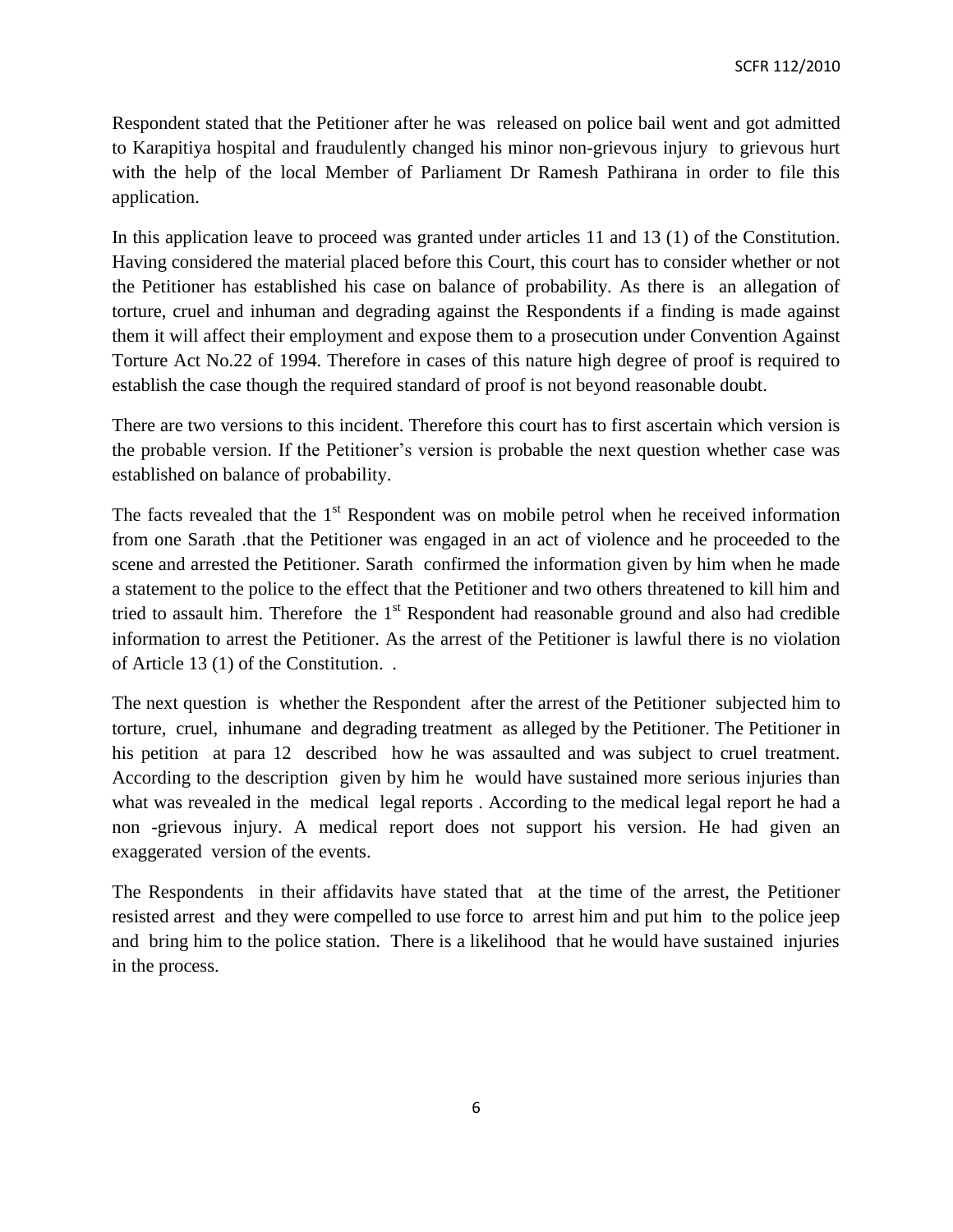Respondent stated that the Petitioner after he was released on police bail went and got admitted to Karapitiya hospital and fraudulently changed his minor non-grievous injury to grievous hurt with the help of the local Member of Parliament Dr Ramesh Pathirana in order to file this application.

In this application leave to proceed was granted under articles 11 and 13 (1) of the Constitution. Having considered the material placed before this Court, this court has to consider whether or not the Petitioner has established his case on balance of probability. As there is an allegation of torture, cruel and inhuman and degrading against the Respondents if a finding is made against them it will affect their employment and expose them to a prosecution under Convention Against Torture Act No.22 of 1994. Therefore in cases of this nature high degree of proof is required to establish the case though the required standard of proof is not beyond reasonable doubt.

There are two versions to this incident. Therefore this court has to first ascertain which version is the probable version. If the Petitioner's version is probable the next question whether case was established on balance of probability.

The facts revealed that the 1st Respondent was on mobile petrol when he received information from one Sarath .that the Petitioner was engaged in an act of violence and he proceeded to the scene and arrested the Petitioner. Sarath confirmed the information given by him when he made a statement to the police to the effect that the Petitioner and two others threatened to kill him and tried to assault him. Therefore the 1st Respondent had reasonable ground and also had credible information to arrest the Petitioner. As the arrest of the Petitioner is lawful there is no violation of Article 13 (1) of the Constitution. .

The next question is whether the Respondent after the arrest of the Petitioner subjected him to torture, cruel, inhumane and degrading treatment as alleged by the Petitioner. The Petitioner in his petition at para 12 described how he was assaulted and was subject to cruel treatment. According to the description given by him he would have sustained more serious injuries than what was revealed in the medical legal reports . According to the medical legal report he had a non -grievous injury. A medical report does not support his version. He had given an exaggerated version of the events.

The Respondents in their affidavits have stated that at the time of the arrest, the Petitioner resisted arrest and they were compelled to use force to arrest him and put him to the police jeep and bring him to the police station. There is a likelihood that he would have sustained injuries in the process.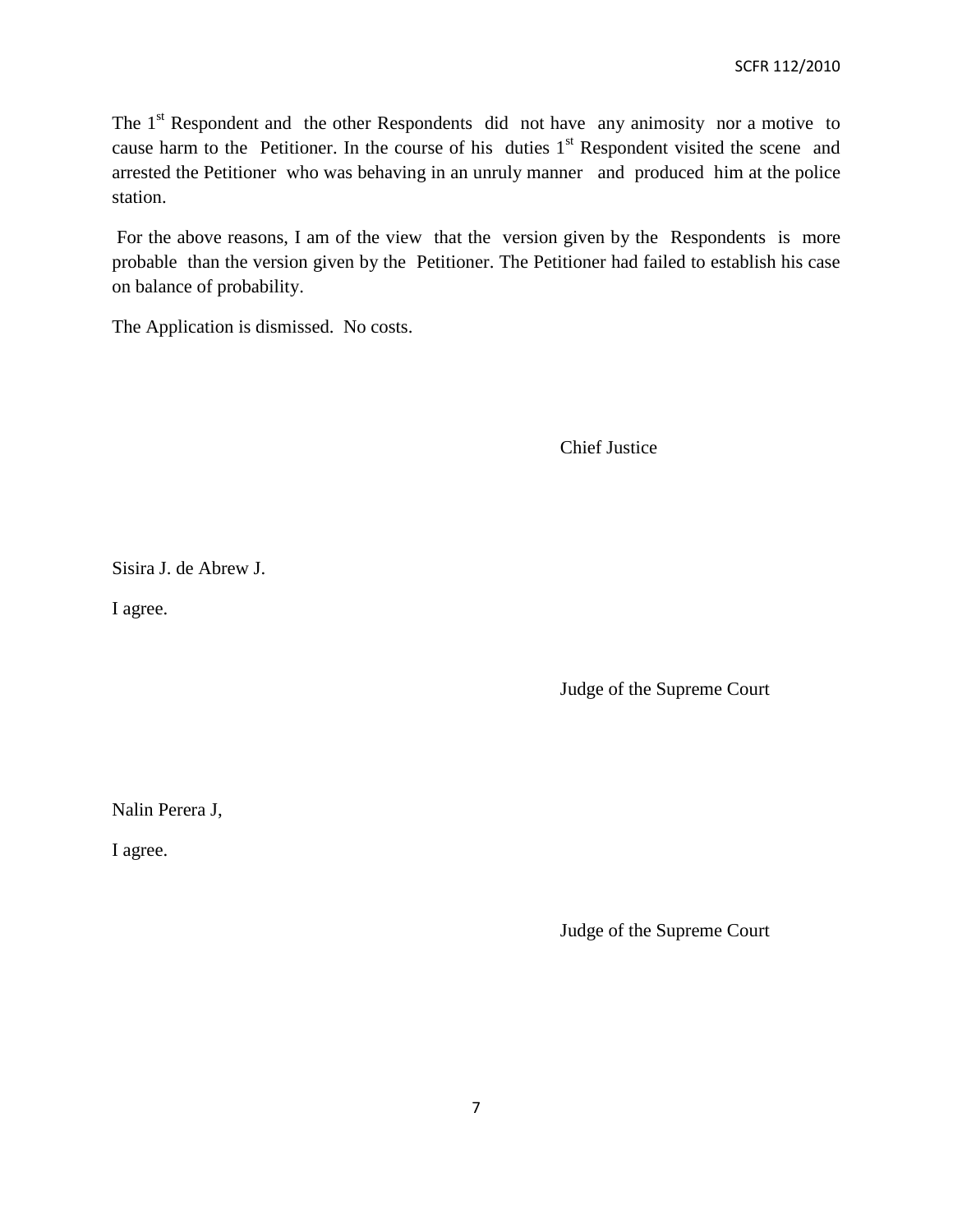The 1st Respondent and the other Respondents did not have any animosity nor a motive to cause harm to the Petitioner. In the course of his duties 1st Respondent visited the scene and arrested the Petitioner who was behaving in an unruly manner and produced him at the police station.

For the above reasons, I am of the view that the version given by the Respondents is more probable than the version given by the Petitioner. The Petitioner had failed to establish his case on balance of probability.

The Application is dismissed. No costs.

Chief Justice

Sisira J. de Abrew J.

I agree.

Judge of the Supreme Court

Nalin Perera J,

I agree.

Judge of the Supreme Court